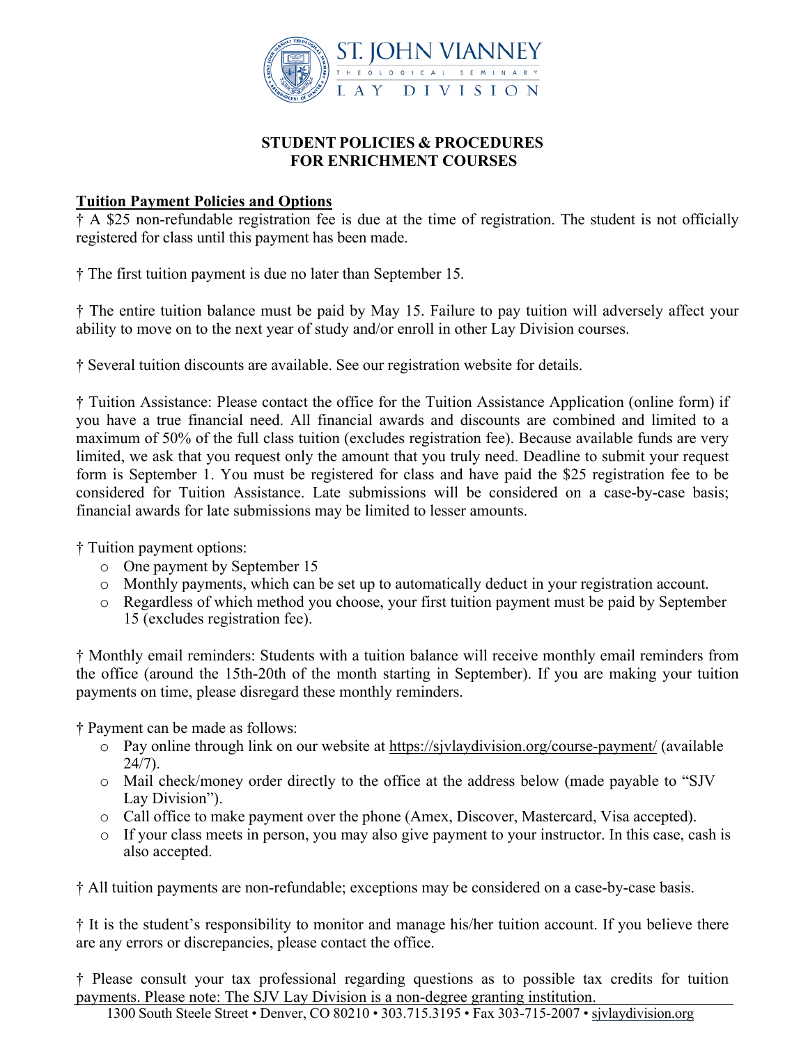# STUDENT POLICIES & PROCEDURES FOR ENRICHMENT COURSES

## Tuition Payment Policies and Options

† A $25 non-refundable registration fee is due at the time of registration. The student is not officially registered for class until this payment has been made.

† The first tuition payment is due no later than September 15.

† The entire tuition balance must be paid by May 15. Failure to pay tuition will adversely affect your ability to move on to the next year of study and/or enroll in other Lay Division courses.

† Several tuition discounts are available. See our registration website for details.

† Tuition Assistance: Please contact the office for the Tuition Assistance Application (online form) if you have a true financial need. All financial awards and discounts are combined and limited to a maximum of 50% of the full class tuition (excludes registration fee). Because available funds are very limited, we ask that you request only the amount that you truly need. Deadline to submit your request form is September 1. You must be registered for class and have paid the $25 registration fee to be considered for Tuition Assistance. Late submissions will be considered on a case-by-case basis; financial awards for late submissions may be limited to lesser amounts.

† Tuition payment options:

- One payment by September 15
- Monthly payments, which can be set up to automatically deduct in your registration account.
- Regardless of which method you choose, your first tuition payment must be paid by September 15 (excludes registration fee).

† Monthly email reminders: Students with a tuition balance will receive monthly email reminders from the office (around the 15th-20th of the month starting in September). If you are making your tuition payments on time, please disregard these monthly reminders.

† Payment can be made as follows:

- Pay online through link on our website at https://sjvlaydivision.org/course-payment/ (available 24/7).
- Mail check/money order directly to the office at the address below (made payable to "SJV Lay Division").
- Call office to make payment over the phone (Amex, Discover, Mastercard, Visa accepted).
- If your class meets in person, you may also give payment to your instructor. In this case, cash is also accepted.

† All tuition payments are non-refundable; exceptions may be considered on a case-by-case basis.

† It is the student's responsibility to monitor and manage his/her tuition account. If you believe there are any errors or discrepancies, please contact the office.

† Please consult your tax professional regarding questions as to possible tax credits for tuition payments. Please note: The SJV Lay Division is a non-degree granting institution.

1300 South Steele Street • Denver, CO 80210 • 303.715.3195 • Fax 303-715-2007 • sjvlaydivision.org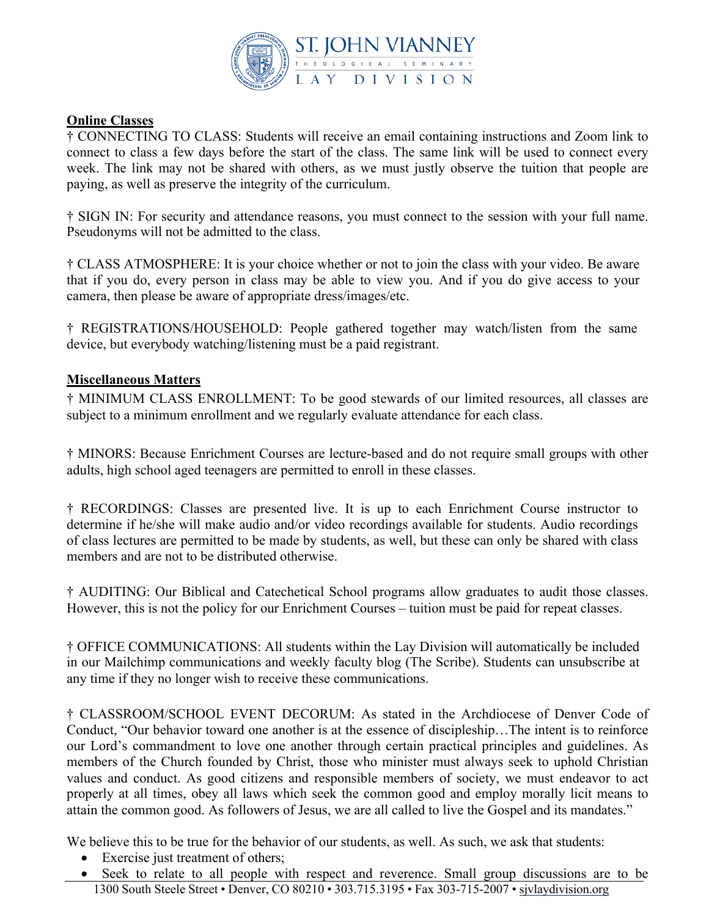**Online Classes**

† CONNECTING TO CLASS: Students will receive an email containing instructions and Zoom link to connect to class a few days before the start of the class. The same link will be used to connect every week. The link may not be shared with others, as we must justly observe the tuition that people are paying, as well as preserve the integrity of the curriculum.

† SIGN IN: For security and attendance reasons, you must connect to the session with your full name. Pseudonyms will not be admitted to the class.

† CLASS ATMOSPHERE: It is your choice whether or not to join the class with your video. Be aware that if you do, every person in class may be able to view you. And if you do give access to your camera, then please be aware of appropriate dress/images/etc.

† REGISTRATIONS/HOUSEHOLD: People gathered together may watch/listen from the same device, but everybody watching/listening must be a paid registrant.

**Miscellaneous Matters**

† MINIMUM CLASS ENROLLMENT: To be good stewards of our limited resources, all classes are subject to a minimum enrollment and we regularly evaluate attendance for each class.

† MINORS: Because Enrichment Courses are lecture-based and do not require small groups with other adults, high school aged teenagers are permitted to enroll in these classes.

† RECORDINGS: Classes are presented live. It is up to each Enrichment Course instructor to determine if he/she will make audio and/or video recordings available for students. Audio recordings of class lectures are permitted to be made by students, as well, but these can only be shared with class members and are not to be distributed otherwise.

† AUDITING: Our Biblical and Catechetical School programs allow graduates to audit those classes. However, this is not the policy for our Enrichment Courses – tuition must be paid for repeat classes.

† OFFICE COMMUNICATIONS: All students within the Lay Division will automatically be included in our Mailchimp communications and weekly faculty blog (The Scribe). Students can unsubscribe at any time if they no longer wish to receive these communications.

† CLASSROOM/SCHOOL EVENT DECORUM: As stated in the Archdiocese of Denver Code of Conduct, "Our behavior toward one another is at the essence of discipleship…The intent is to reinforce our Lord's commandment to love one another through certain practical principles and guidelines. As members of the Church founded by Christ, those who minister must always seek to uphold Christian values and conduct. As good citizens and responsible members of society, we must endeavor to act properly at all times, obey all laws which seek the common good and employ morally licit means to attain the common good. As followers of Jesus, we are all called to live the Gospel and its mandates."

We believe this to be true for the behavior of our students, as well. As such, we ask that students:

- Exercise just treatment of others;
- Seek to relate to all people with respect and reverence. Small group discussions are to be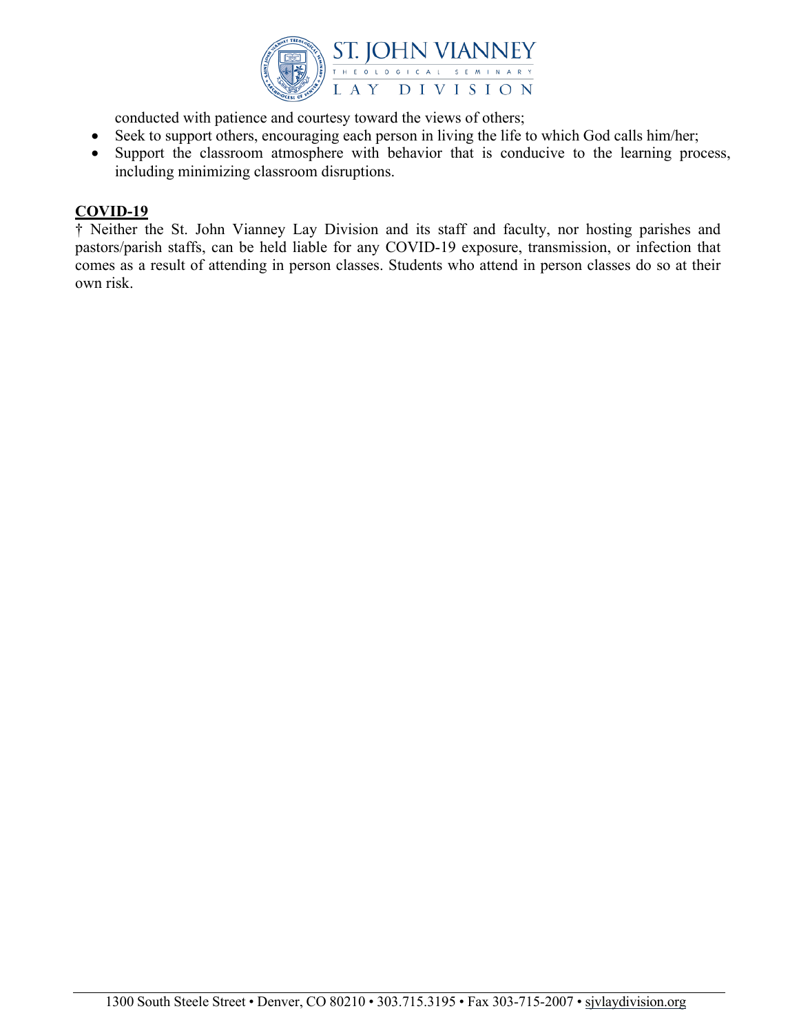conducted with patience and courtesy toward the views of others;

- Seek to support others, encouraging each person in living the life to which God calls him/her;
- Support the classroom atmosphere with behavior that is conducive to the learning process, including minimizing classroom disruptions.

## COVID-19

† Neither the St. John Vianney Lay Division and its staff and faculty, nor hosting parishes and pastors/parish staffs, can be held liable for any COVID-19 exposure, transmission, or infection that comes as a result of attending in person classes. Students who attend in person classes do so at their own risk.